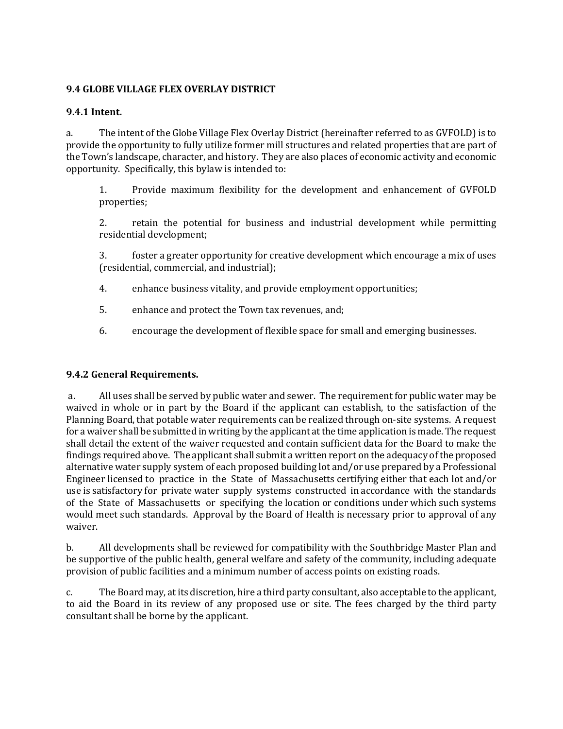### 9.4 GLOBE VILLAGE FLEX OVERLAY DISTRICT

**9.4.1 Intent.**

a. The intent of the Globe Village Flex Overlay District (hereinafter referred to as GVFOLD) is to provide the opportunity to fully utilize former mill structures and related properties that are part of the Town's landscape, character, and history. They are also places of economic activity and economic opportunity. Specifically, this bylaw is intended to:

1. Provide maximum flexibility for the development and enhancement of GVFOLD properties;

2. retain the potential for business and industrial development while permitting residential development;

3. foster a greater opportunity for creative development which encourage a mix of uses (residential, commercial, and industrial);

4. enhance business vitality, and provide employment opportunities;

5. enhance and protect the Town tax revenues, and;

6. encourage the development of flexible space for small and emerging businesses.

**9.4.2 General Requirements.**

a. All uses shall be served by public water and sewer. The requirement for public water may be waived in whole or in part by the Board if the applicant can establish, to the satisfaction of the Planning Board, that potable water requirements can be realized through on-site systems. A request for a waiver shall be submitted in writing by the applicant at the time application is made. The request shall detail the extent of the waiver requested and contain sufficient data for the Board to make the findings required above. The applicant shall submit a written report on the adequacy of the proposed alternative water supply system of each proposed building lot and/or use prepared by a Professional Engineer licensed to practice in the State of Massachusetts certifying either that each lot and/or use is satisfactory for private water supply systems constructed in accordance with the standards of the State of Massachusetts or specifying the location or conditions under which such systems would meet such standards. Approval by the Board of Health is necessary prior to approval of any waiver.

b. All developments shall be reviewed for compatibility with the Southbridge Master Plan and be supportive of the public health, general welfare and safety of the community, including adequate provision of public facilities and a minimum number of access points on existing roads.

c. The Board may, at its discretion, hire a third party consultant, also acceptable to the applicant, to aid the Board in its review of any proposed use or site. The fees charged by the third party consultant shall be borne by the applicant.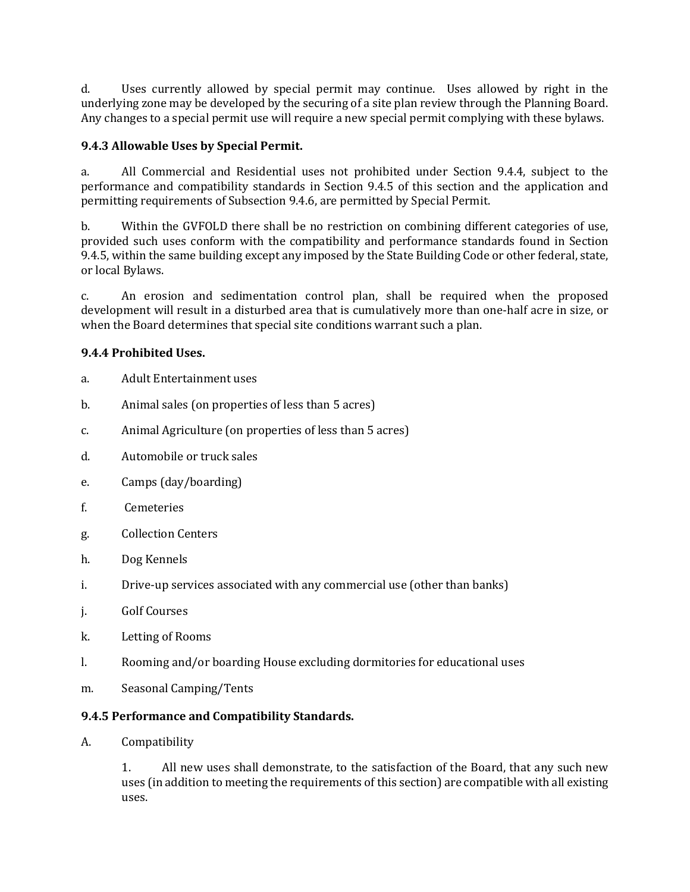d. Uses currently allowed by special permit may continue. Uses allowed by right in the underlying zone may be developed by the securing of a site plan review through the Planning Board. Any changes to a special permit use will require a new special permit complying with these bylaws.

### 9.4.3 Allowable Uses by Special Permit.

a. All Commercial and Residential uses not prohibited under Section 9.4.4, subject to the performance and compatibility standards in Section 9.4.5 of this section and the application and permitting requirements of Subsection 9.4.6, are permitted by Special Permit.

b. Within the GVFOLD there shall be no restriction on combining different categories of use, provided such uses conform with the compatibility and performance standards found in Section 9.4.5, within the same building except any imposed by the State Building Code or other federal, state, or local Bylaws.

c. An erosion and sedimentation control plan, shall be required when the proposed development will result in a disturbed area that is cumulatively more than one-half acre in size, or when the Board determines that special site conditions warrant such a plan.

### 9.4.4 Prohibited Uses.

a. Adult Entertainment uses

b. Animal sales (on properties of less than 5 acres)

c. Animal Agriculture (on properties of less than 5 acres)

d. Automobile or truck sales

e. Camps (day/boarding)

f. Cemeteries

g. Collection Centers

h. Dog Kennels

i. Drive-up services associated with any commercial use (other than banks)

j. Golf Courses

k. Letting of Rooms

l. Rooming and/or boarding House excluding dormitories for educational uses

m. Seasonal Camping/Tents

### 9.4.5 Performance and Compatibility Standards.

A. Compatibility

1. All new uses shall demonstrate, to the satisfaction of the Board, that any such new uses (in addition to meeting the requirements of this section) are compatible with all existing uses.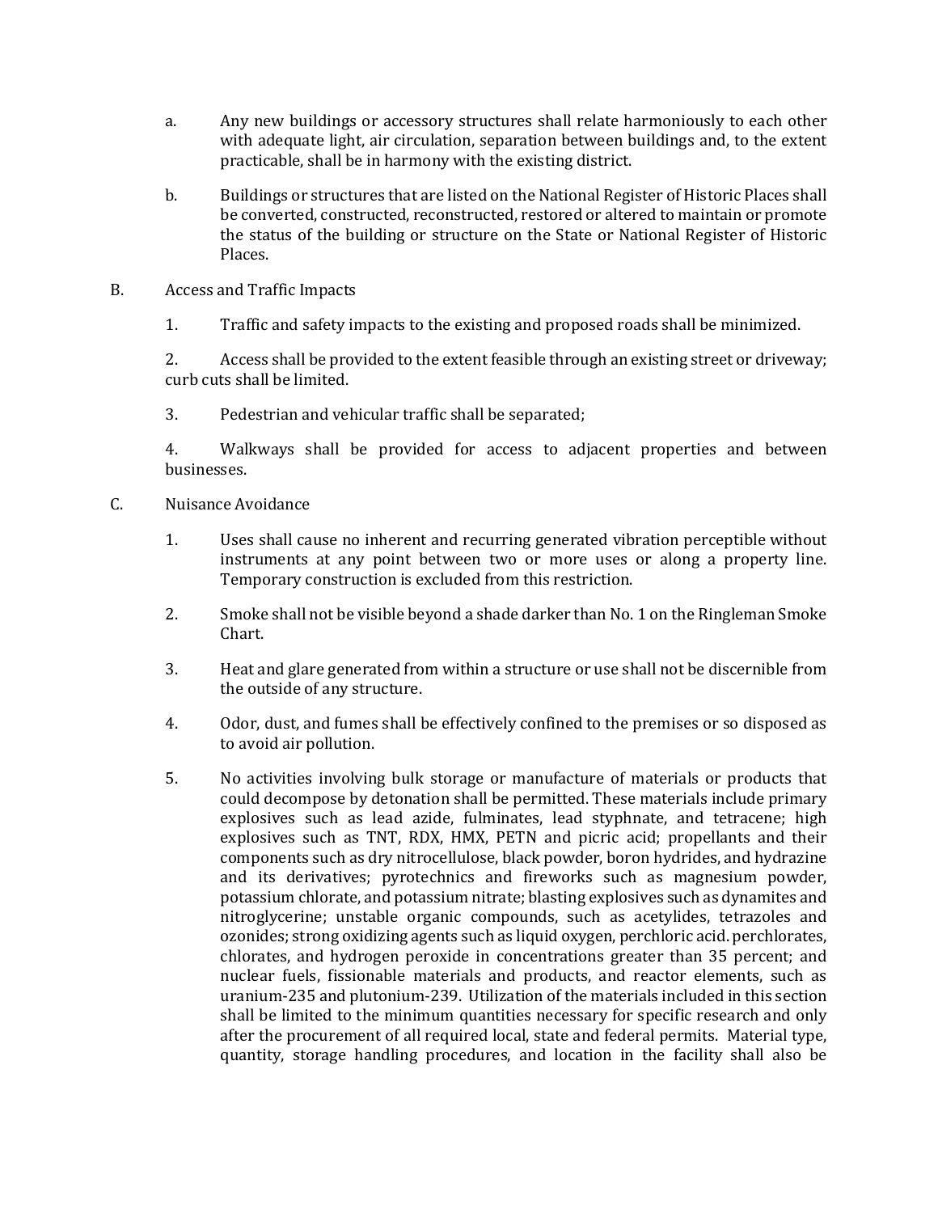a. Any new buildings or accessory structures shall relate harmoniously to each other with adequate light, air circulation, separation between buildings and, to the extent practicable, shall be in harmony with the existing district.

b. Buildings or structures that are listed on the National Register of Historic Places shall be converted, constructed, reconstructed, restored or altered to maintain or promote the status of the building or structure on the State or National Register of Historic Places.

B. Access and Traffic Impacts

1. Traffic and safety impacts to the existing and proposed roads shall be minimized.

2. Access shall be provided to the extent feasible through an existing street or driveway; curb cuts shall be limited.

3. Pedestrian and vehicular traffic shall be separated;

4. Walkways shall be provided for access to adjacent properties and between businesses.

C. Nuisance Avoidance

1. Uses shall cause no inherent and recurring generated vibration perceptible without instruments at any point between two or more uses or along a property line. Temporary construction is excluded from this restriction.

2. Smoke shall not be visible beyond a shade darker than No. 1 on the Ringleman Smoke Chart.

3. Heat and glare generated from within a structure or use shall not be discernible from the outside of any structure.

4. Odor, dust, and fumes shall be effectively confined to the premises or so disposed as to avoid air pollution.

5. No activities involving bulk storage or manufacture of materials or products that could decompose by detonation shall be permitted. These materials include primary explosives such as lead azide, fulminates, lead styphnate, and tetracene; high explosives such as TNT, RDX, HMX, PETN and picric acid; propellants and their components such as dry nitrocellulose, black powder, boron hydrides, and hydrazine and its derivatives; pyrotechnics and fireworks such as magnesium powder, potassium chlorate, and potassium nitrate; blasting explosives such as dynamites and nitroglycerine; unstable organic compounds, such as acetylides, tetrazoles and ozonides; strong oxidizing agents such as liquid oxygen, perchloric acid. perchlorates, chlorates, and hydrogen peroxide in concentrations greater than 35 percent; and nuclear fuels, fissionable materials and products, and reactor elements, such as uranium-235 and plutonium-239. Utilization of the materials included in this section shall be limited to the minimum quantities necessary for specific research and only after the procurement of all required local, state and federal permits. Material type, quantity, storage handling procedures, and location in the facility shall also be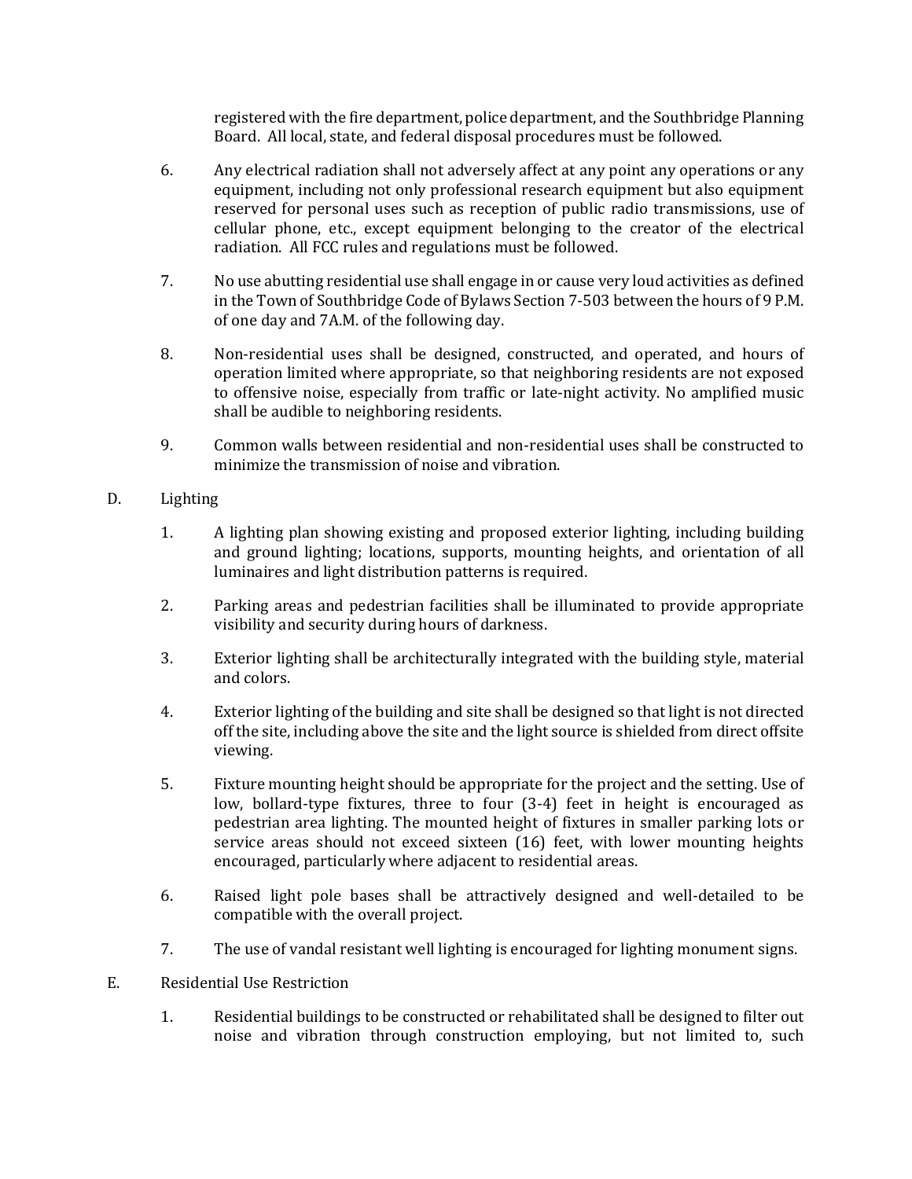registered with the fire department, police department, and the Southbridge Planning Board. All local, state, and federal disposal procedures must be followed.

6. Any electrical radiation shall not adversely affect at any point any operations or any equipment, including not only professional research equipment but also equipment reserved for personal uses such as reception of public radio transmissions, use of cellular phone, etc., except equipment belonging to the creator of the electrical radiation. All FCC rules and regulations must be followed.

7. No use abutting residential use shall engage in or cause very loud activities as defined in the Town of Southbridge Code of Bylaws Section 7-503 between the hours of 9 P.M. of one day and 7A.M. of the following day.

8. Non-residential uses shall be designed, constructed, and operated, and hours of operation limited where appropriate, so that neighboring residents are not exposed to offensive noise, especially from traffic or late-night activity. No amplified music shall be audible to neighboring residents.

9. Common walls between residential and non-residential uses shall be constructed to minimize the transmission of noise and vibration.

D. Lighting

1. A lighting plan showing existing and proposed exterior lighting, including building and ground lighting; locations, supports, mounting heights, and orientation of all luminaires and light distribution patterns is required.

2. Parking areas and pedestrian facilities shall be illuminated to provide appropriate visibility and security during hours of darkness.

3. Exterior lighting shall be architecturally integrated with the building style, material and colors.

4. Exterior lighting of the building and site shall be designed so that light is not directed off the site, including above the site and the light source is shielded from direct offsite viewing.

5. Fixture mounting height should be appropriate for the project and the setting. Use of low, bollard-type fixtures, three to four (3-4) feet in height is encouraged as pedestrian area lighting. The mounted height of fixtures in smaller parking lots or service areas should not exceed sixteen (16) feet, with lower mounting heights encouraged, particularly where adjacent to residential areas.

6. Raised light pole bases shall be attractively designed and well-detailed to be compatible with the overall project.

7. The use of vandal resistant well lighting is encouraged for lighting monument signs.

E. Residential Use Restriction

1. Residential buildings to be constructed or rehabilitated shall be designed to filter out noise and vibration through construction employing, but not limited to, such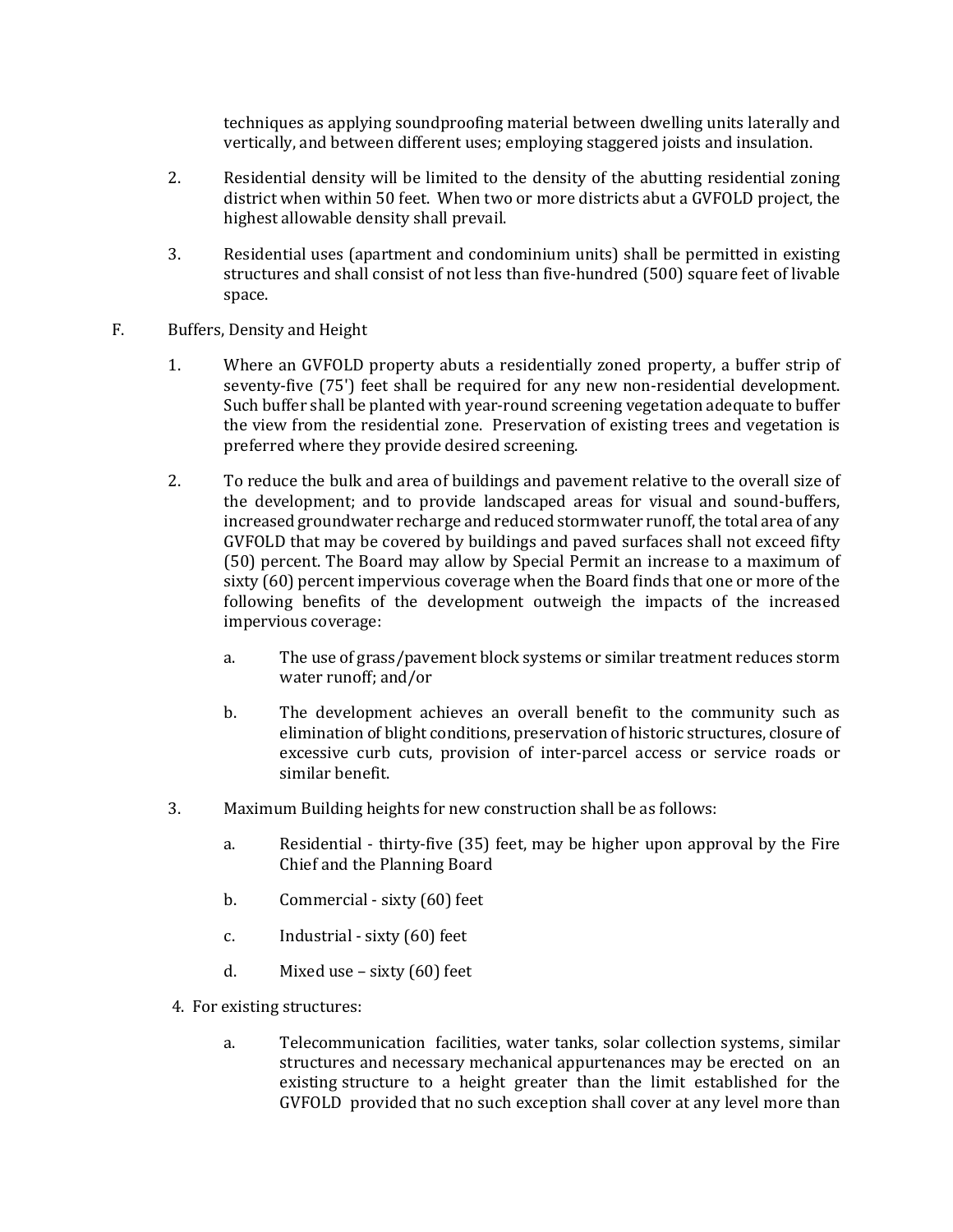techniques as applying soundproofing material between dwelling units laterally and vertically, and between different uses; employing staggered joists and insulation.

2. Residential density will be limited to the density of the abutting residential zoning district when within 50 feet. When two or more districts abut a GVFOLD project, the highest allowable density shall prevail.

3. Residential uses (apartment and condominium units) shall be permitted in existing structures and shall consist of not less than five-hundred (500) square feet of livable space.

F. Buffers, Density and Height

1. Where an GVFOLD property abuts a residentially zoned property, a buffer strip of seventy-five (75') feet shall be required for any new non-residential development. Such buffer shall be planted with year-round screening vegetation adequate to buffer the view from the residential zone. Preservation of existing trees and vegetation is preferred where they provide desired screening.

2. To reduce the bulk and area of buildings and pavement relative to the overall size of the development; and to provide landscaped areas for visual and sound-buffers, increased groundwater recharge and reduced stormwater runoff, the total area of any GVFOLD that may be covered by buildings and paved surfaces shall not exceed fifty (50) percent. The Board may allow by Special Permit an increase to a maximum of sixty (60) percent impervious coverage when the Board finds that one or more of the following benefits of the development outweigh the impacts of the increased impervious coverage:

   a. The use of grass/pavement block systems or similar treatment reduces storm water runoff; and/or

   b. The development achieves an overall benefit to the community such as elimination of blight conditions, preservation of historic structures, closure of excessive curb cuts, provision of inter-parcel access or service roads or similar benefit.

3. Maximum Building heights for new construction shall be as follows:

   a. Residential - thirty-five (35) feet, may be higher upon approval by the Fire Chief and the Planning Board

   b. Commercial - sixty (60) feet

   c. Industrial - sixty (60) feet

   d. Mixed use – sixty (60) feet

4. For existing structures:

   a. Telecommunication facilities, water tanks, solar collection systems, similar structures and necessary mechanical appurtenances may be erected on an existing structure to a height greater than the limit established for the GVFOLD provided that no such exception shall cover at any level more than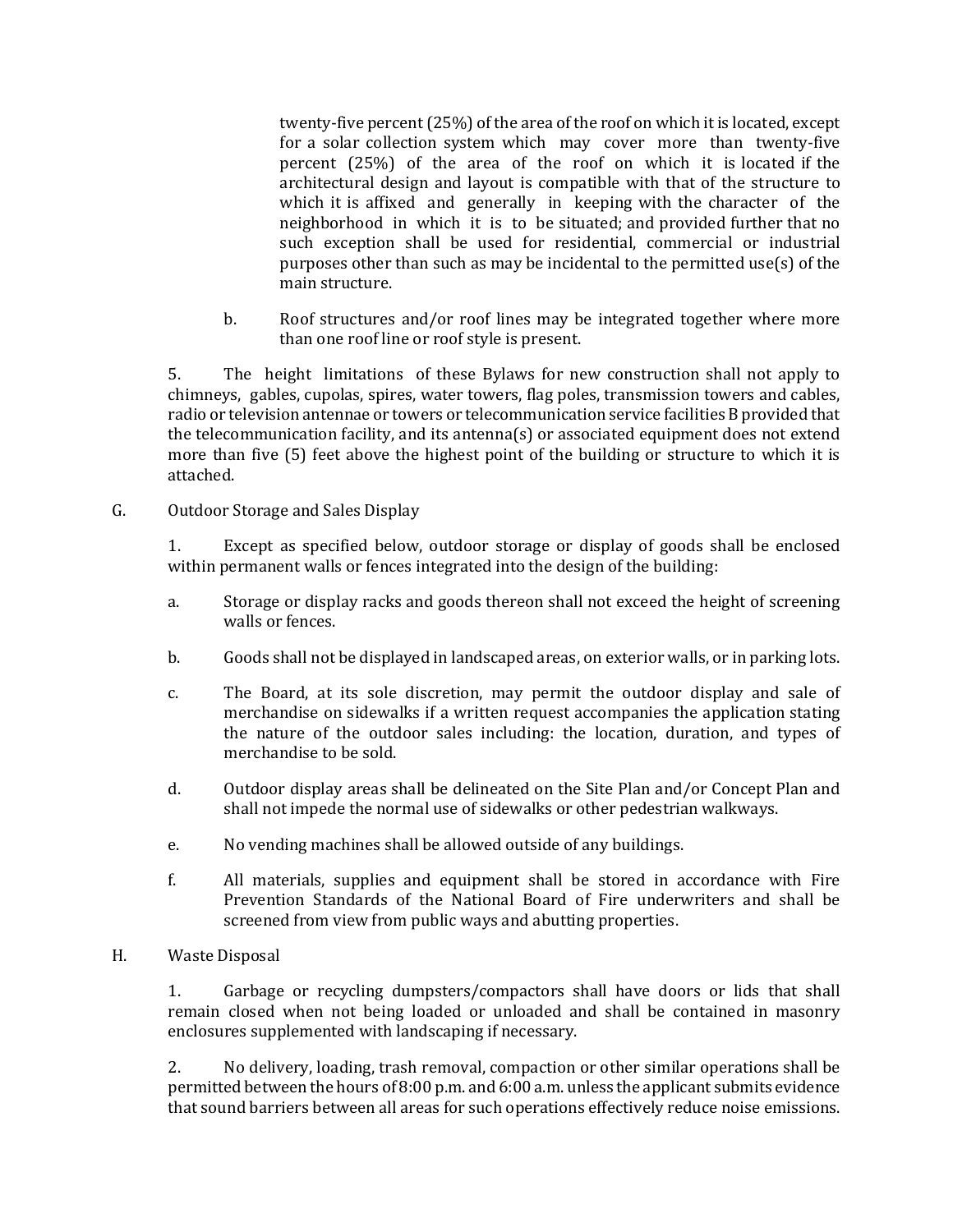twenty-five percent (25%) of the area of the roof on which it is located, except for a solar collection system which may cover more than twenty-five percent (25%) of the area of the roof on which it is located if the architectural design and layout is compatible with that of the structure to which it is affixed and generally in keeping with the character of the neighborhood in which it is to be situated; and provided further that no such exception shall be used for residential, commercial or industrial purposes other than such as may be incidental to the permitted use(s) of the main structure.

b. Roof structures and/or roof lines may be integrated together where more than one roof line or roof style is present.

5. The height limitations of these Bylaws for new construction shall not apply to chimneys, gables, cupolas, spires, water towers, flag poles, transmission towers and cables, radio or television antennae or towers or telecommunication service facilities B provided that the telecommunication facility, and its antenna(s) or associated equipment does not extend more than five (5) feet above the highest point of the building or structure to which it is attached.

G. Outdoor Storage and Sales Display

1. Except as specified below, outdoor storage or display of goods shall be enclosed within permanent walls or fences integrated into the design of the building:

a. Storage or display racks and goods thereon shall not exceed the height of screening walls or fences.

b. Goods shall not be displayed in landscaped areas, on exterior walls, or in parking lots.

c. The Board, at its sole discretion, may permit the outdoor display and sale of merchandise on sidewalks if a written request accompanies the application stating the nature of the outdoor sales including: the location, duration, and types of merchandise to be sold.

d. Outdoor display areas shall be delineated on the Site Plan and/or Concept Plan and shall not impede the normal use of sidewalks or other pedestrian walkways.

e. No vending machines shall be allowed outside of any buildings.

f. All materials, supplies and equipment shall be stored in accordance with Fire Prevention Standards of the National Board of Fire underwriters and shall be screened from view from public ways and abutting properties.

H. Waste Disposal

1. Garbage or recycling dumpsters/compactors shall have doors or lids that shall remain closed when not being loaded or unloaded and shall be contained in masonry enclosures supplemented with landscaping if necessary.

2. No delivery, loading, trash removal, compaction or other similar operations shall be permitted between the hours of 8:00 p.m. and 6:00 a.m. unless the applicant submits evidence that sound barriers between all areas for such operations effectively reduce noise emissions.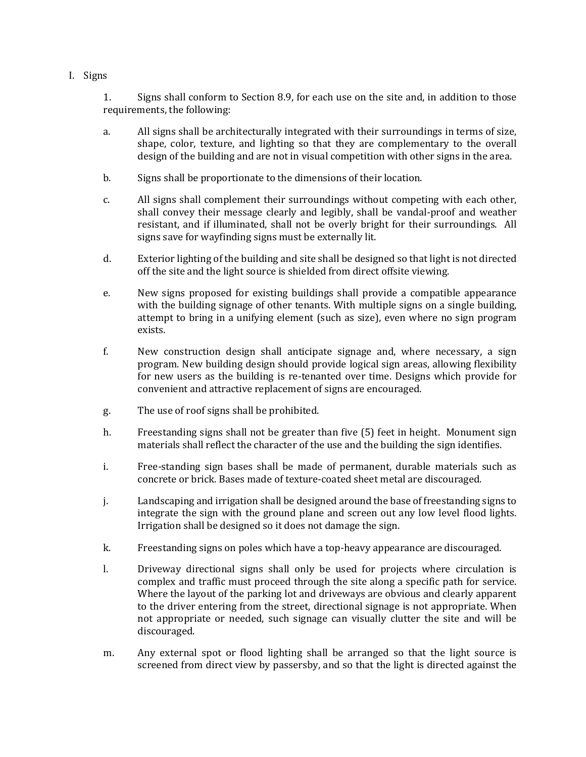I. Signs

1. Signs shall conform to Section 8.9, for each use on the site and, in addition to those requirements, the following:

a. All signs shall be architecturally integrated with their surroundings in terms of size, shape, color, texture, and lighting so that they are complementary to the overall design of the building and are not in visual competition with other signs in the area.

b. Signs shall be proportionate to the dimensions of their location.

c. All signs shall complement their surroundings without competing with each other, shall convey their message clearly and legibly, shall be vandal-proof and weather resistant, and if illuminated, shall not be overly bright for their surroundings. All signs save for wayfinding signs must be externally lit.

d. Exterior lighting of the building and site shall be designed so that light is not directed off the site and the light source is shielded from direct offsite viewing.

e. New signs proposed for existing buildings shall provide a compatible appearance with the building signage of other tenants. With multiple signs on a single building, attempt to bring in a unifying element (such as size), even where no sign program exists.

f. New construction design shall anticipate signage and, where necessary, a sign program. New building design should provide logical sign areas, allowing flexibility for new users as the building is re-tenanted over time. Designs which provide for convenient and attractive replacement of signs are encouraged.

g. The use of roof signs shall be prohibited.

h. Freestanding signs shall not be greater than five (5) feet in height. Monument sign materials shall reflect the character of the use and the building the sign identifies.

i. Free-standing sign bases shall be made of permanent, durable materials such as concrete or brick. Bases made of texture-coated sheet metal are discouraged.

j. Landscaping and irrigation shall be designed around the base of freestanding signs to integrate the sign with the ground plane and screen out any low level flood lights. Irrigation shall be designed so it does not damage the sign.

k. Freestanding signs on poles which have a top-heavy appearance are discouraged.

l. Driveway directional signs shall only be used for projects where circulation is complex and traffic must proceed through the site along a specific path for service. Where the layout of the parking lot and driveways are obvious and clearly apparent to the driver entering from the street, directional signage is not appropriate. When not appropriate or needed, such signage can visually clutter the site and will be discouraged.

m. Any external spot or flood lighting shall be arranged so that the light source is screened from direct view by passersby, and so that the light is directed against the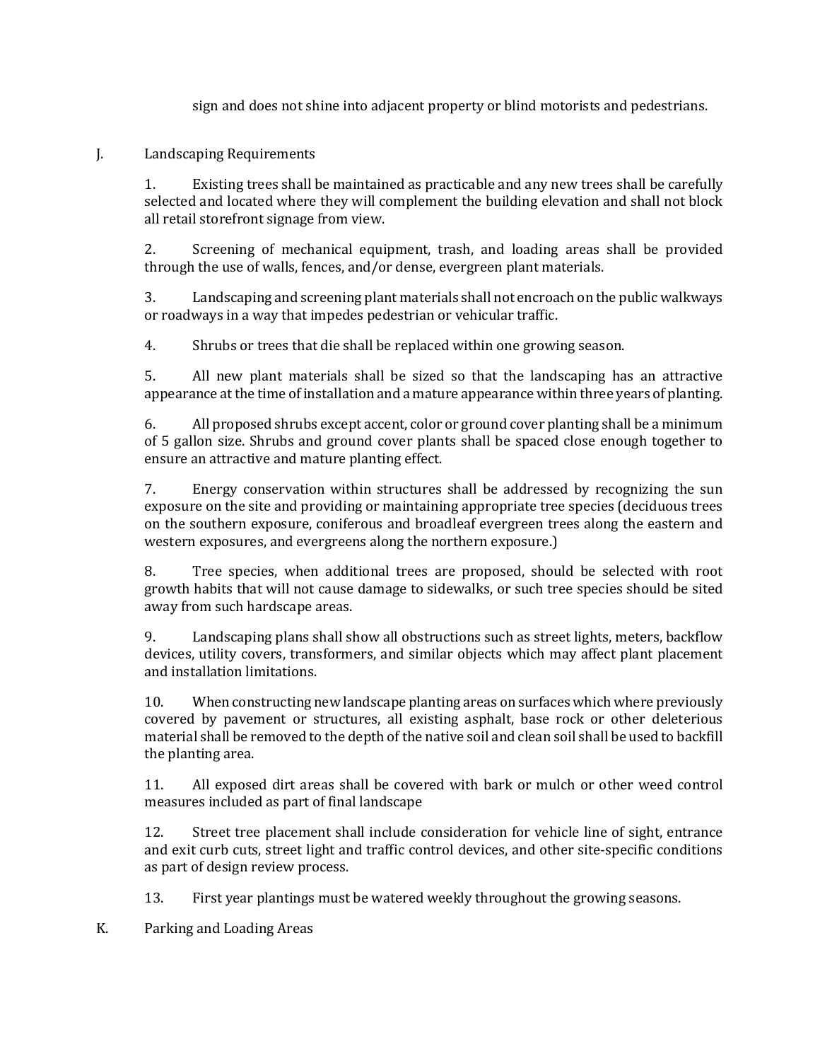sign and does not shine into adjacent property or blind motorists and pedestrians.

J. Landscaping Requirements

1. Existing trees shall be maintained as practicable and any new trees shall be carefully selected and located where they will complement the building elevation and shall not block all retail storefront signage from view.

2. Screening of mechanical equipment, trash, and loading areas shall be provided through the use of walls, fences, and/or dense, evergreen plant materials.

3. Landscaping and screening plant materials shall not encroach on the public walkways or roadways in a way that impedes pedestrian or vehicular traffic.

4. Shrubs or trees that die shall be replaced within one growing season.

5. All new plant materials shall be sized so that the landscaping has an attractive appearance at the time of installation and a mature appearance within three years of planting.

6. All proposed shrubs except accent, color or ground cover planting shall be a minimum of 5 gallon size. Shrubs and ground cover plants shall be spaced close enough together to ensure an attractive and mature planting effect.

7. Energy conservation within structures shall be addressed by recognizing the sun exposure on the site and providing or maintaining appropriate tree species (deciduous trees on the southern exposure, coniferous and broadleaf evergreen trees along the eastern and western exposures, and evergreens along the northern exposure.)

8. Tree species, when additional trees are proposed, should be selected with root growth habits that will not cause damage to sidewalks, or such tree species should be sited away from such hardscape areas.

9. Landscaping plans shall show all obstructions such as street lights, meters, backflow devices, utility covers, transformers, and similar objects which may affect plant placement and installation limitations.

10. When constructing new landscape planting areas on surfaces which where previously covered by pavement or structures, all existing asphalt, base rock or other deleterious material shall be removed to the depth of the native soil and clean soil shall be used to backfill the planting area.

11. All exposed dirt areas shall be covered with bark or mulch or other weed control measures included as part of final landscape

12. Street tree placement shall include consideration for vehicle line of sight, entrance and exit curb cuts, street light and traffic control devices, and other site-specific conditions as part of design review process.

13. First year plantings must be watered weekly throughout the growing seasons.

K. Parking and Loading Areas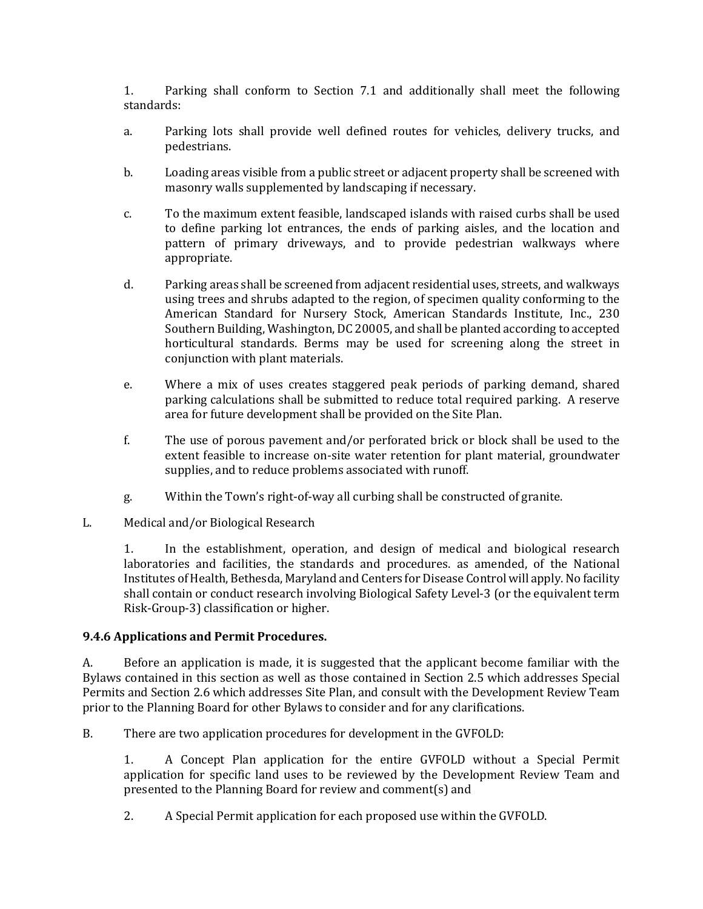1. Parking shall conform to Section 7.1 and additionally shall meet the following standards:

a. Parking lots shall provide well defined routes for vehicles, delivery trucks, and pedestrians.

b. Loading areas visible from a public street or adjacent property shall be screened with masonry walls supplemented by landscaping if necessary.

c. To the maximum extent feasible, landscaped islands with raised curbs shall be used to define parking lot entrances, the ends of parking aisles, and the location and pattern of primary driveways, and to provide pedestrian walkways where appropriate.

d. Parking areas shall be screened from adjacent residential uses, streets, and walkways using trees and shrubs adapted to the region, of specimen quality conforming to the American Standard for Nursery Stock, American Standards Institute, Inc., 230 Southern Building, Washington, DC 20005, and shall be planted according to accepted horticultural standards. Berms may be used for screening along the street in conjunction with plant materials.

e. Where a mix of uses creates staggered peak periods of parking demand, shared parking calculations shall be submitted to reduce total required parking. A reserve area for future development shall be provided on the Site Plan.

f. The use of porous pavement and/or perforated brick or block shall be used to the extent feasible to increase on-site water retention for plant material, groundwater supplies, and to reduce problems associated with runoff.

g. Within the Town's right-of-way all curbing shall be constructed of granite.

L. Medical and/or Biological Research

1. In the establishment, operation, and design of medical and biological research laboratories and facilities, the standards and procedures. as amended, of the National Institutes of Health, Bethesda, Maryland and Centers for Disease Control will apply. No facility shall contain or conduct research involving Biological Safety Level-3 (or the equivalent term Risk-Group-3) classification or higher.

### 9.4.6 Applications and Permit Procedures.

A. Before an application is made, it is suggested that the applicant become familiar with the Bylaws contained in this section as well as those contained in Section 2.5 which addresses Special Permits and Section 2.6 which addresses Site Plan, and consult with the Development Review Team prior to the Planning Board for other Bylaws to consider and for any clarifications.

B. There are two application procedures for development in the GVFOLD:

1. A Concept Plan application for the entire GVFOLD without a Special Permit application for specific land uses to be reviewed by the Development Review Team and presented to the Planning Board for review and comment(s) and

2. A Special Permit application for each proposed use within the GVFOLD.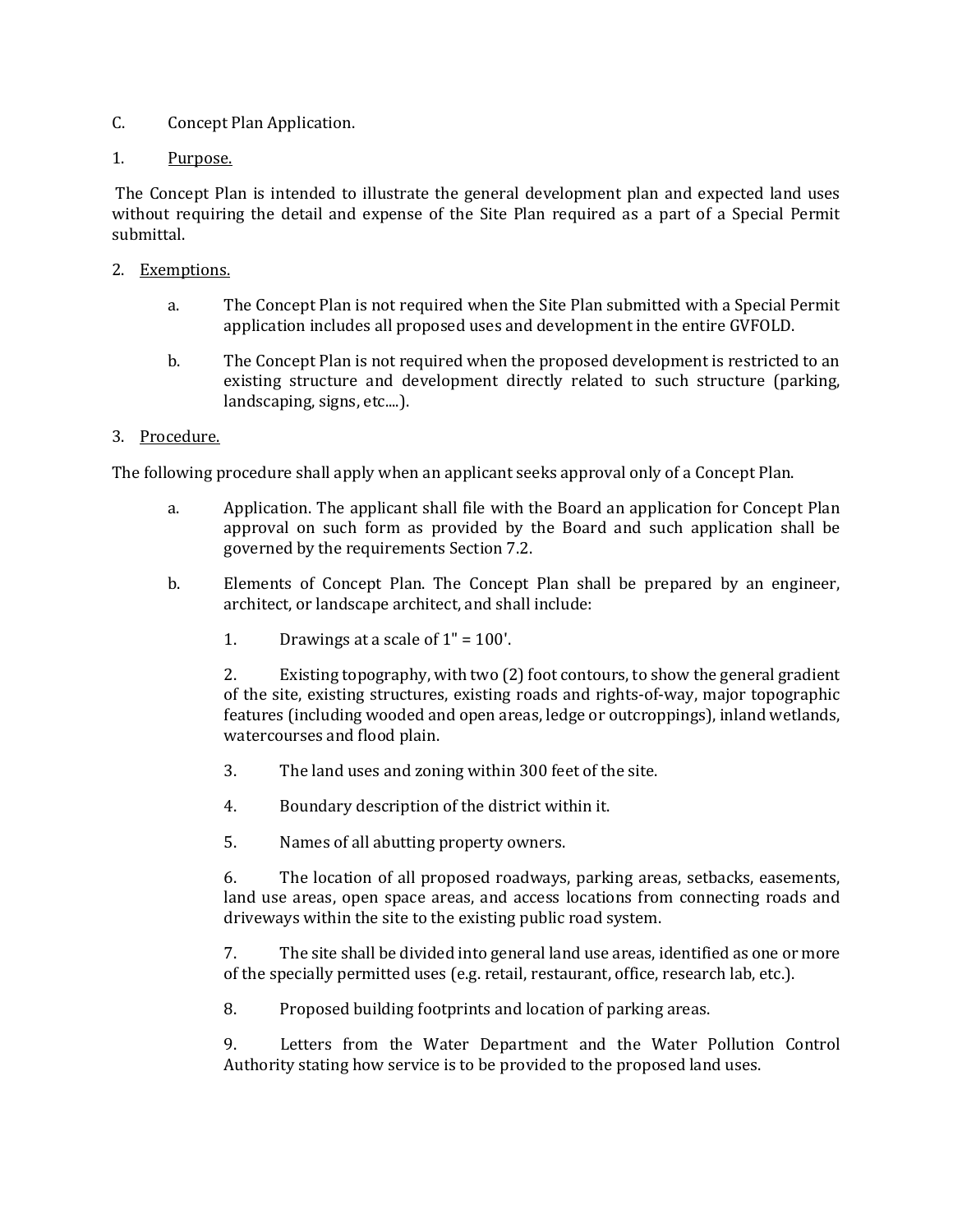C. Concept Plan Application.

1. Purpose.

The Concept Plan is intended to illustrate the general development plan and expected land uses without requiring the detail and expense of the Site Plan required as a part of a Special Permit submittal.

2. Exemptions.

   a. The Concept Plan is not required when the Site Plan submitted with a Special Permit application includes all proposed uses and development in the entire GVFOLD.

   b. The Concept Plan is not required when the proposed development is restricted to an existing structure and development directly related to such structure (parking, landscaping, signs, etc....).

3. Procedure.

The following procedure shall apply when an applicant seeks approval only of a Concept Plan.

   a. Application. The applicant shall file with the Board an application for Concept Plan approval on such form as provided by the Board and such application shall be governed by the requirements Section 7.2.

   b. Elements of Concept Plan. The Concept Plan shall be prepared by an engineer, architect, or landscape architect, and shall include:

      1. Drawings at a scale of 1" = 100'.

      2. Existing topography, with two (2) foot contours, to show the general gradient of the site, existing structures, existing roads and rights-of-way, major topographic features (including wooded and open areas, ledge or outcroppings), inland wetlands, watercourses and flood plain.

      3. The land uses and zoning within 300 feet of the site.

      4. Boundary description of the district within it.

      5. Names of all abutting property owners.

      6. The location of all proposed roadways, parking areas, setbacks, easements, land use areas, open space areas, and access locations from connecting roads and driveways within the site to the existing public road system.

      7. The site shall be divided into general land use areas, identified as one or more of the specially permitted uses (e.g. retail, restaurant, office, research lab, etc.).

      8. Proposed building footprints and location of parking areas.

      9. Letters from the Water Department and the Water Pollution Control Authority stating how service is to be provided to the proposed land uses.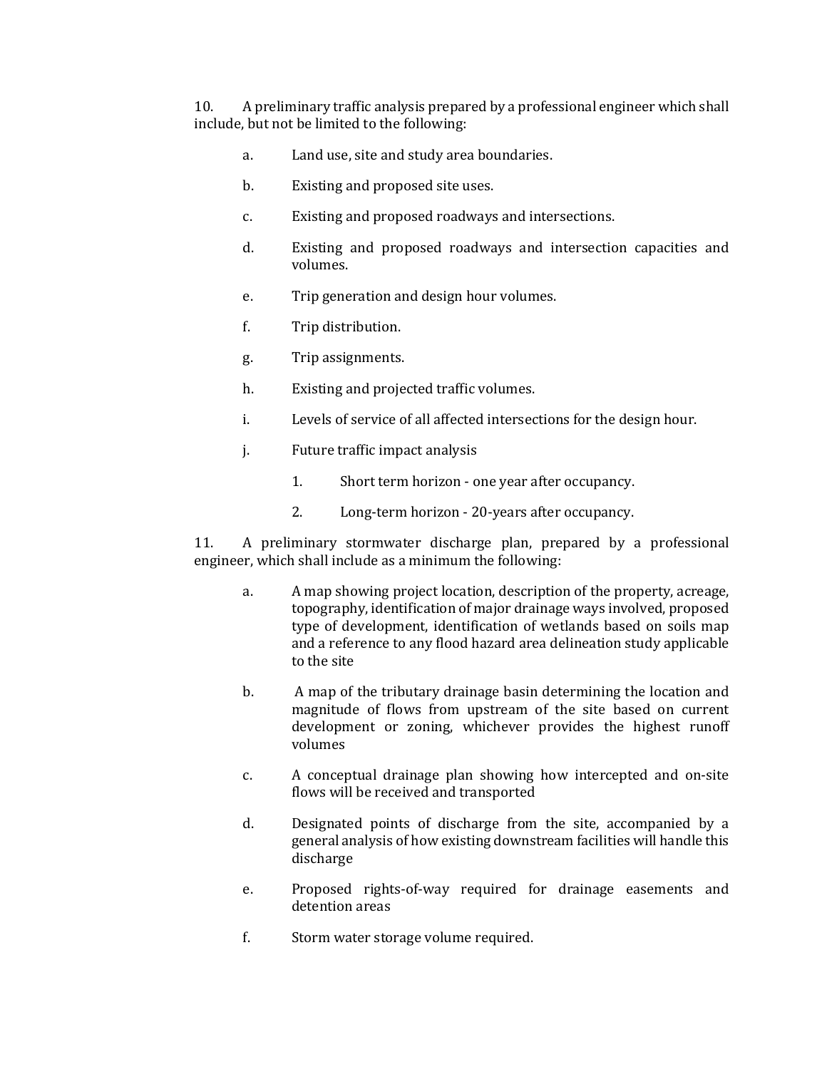10. A preliminary traffic analysis prepared by a professional engineer which shall include, but not be limited to the following:

    a. Land use, site and study area boundaries.

    b. Existing and proposed site uses.

    c. Existing and proposed roadways and intersections.

    d. Existing and proposed roadways and intersection capacities and volumes.

    e. Trip generation and design hour volumes.

    f. Trip distribution.

    g. Trip assignments.

    h. Existing and projected traffic volumes.

    i. Levels of service of all affected intersections for the design hour.

    j. Future traffic impact analysis

        1. Short term horizon - one year after occupancy.

        2. Long-term horizon - 20-years after occupancy.

11. A preliminary stormwater discharge plan, prepared by a professional engineer, which shall include as a minimum the following:

    a. A map showing project location, description of the property, acreage, topography, identification of major drainage ways involved, proposed type of development, identification of wetlands based on soils map and a reference to any flood hazard area delineation study applicable to the site

    b. A map of the tributary drainage basin determining the location and magnitude of flows from upstream of the site based on current development or zoning, whichever provides the highest runoff volumes

    c. A conceptual drainage plan showing how intercepted and on-site flows will be received and transported

    d. Designated points of discharge from the site, accompanied by a general analysis of how existing downstream facilities will handle this discharge

    e. Proposed rights-of-way required for drainage easements and detention areas

    f. Storm water storage volume required.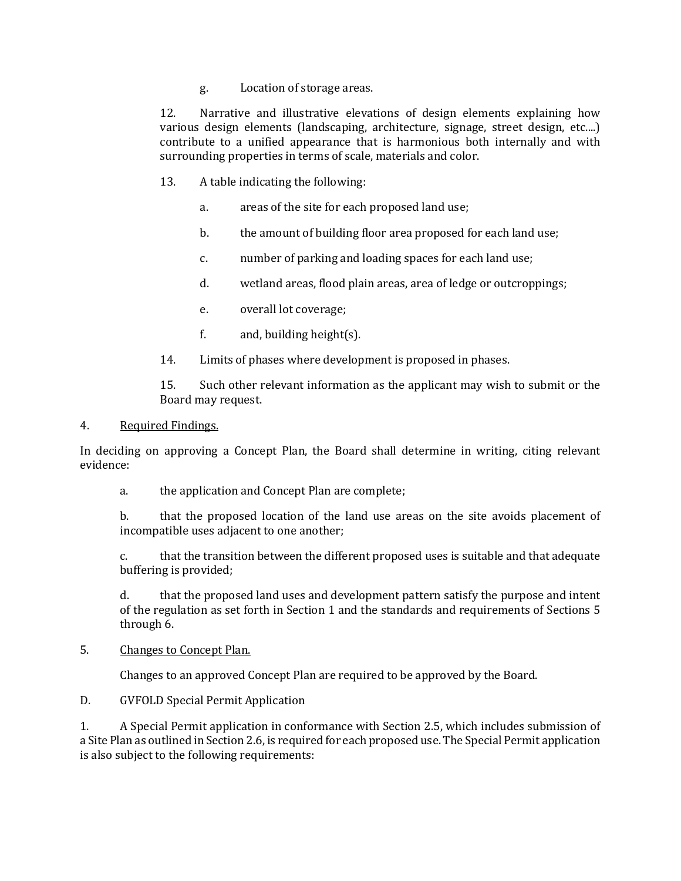g. Location of storage areas.

12. Narrative and illustrative elevations of design elements explaining how various design elements (landscaping, architecture, signage, street design, etc....) contribute to a unified appearance that is harmonious both internally and with surrounding properties in terms of scale, materials and color.

13. A table indicating the following:

   a. areas of the site for each proposed land use;

   b. the amount of building floor area proposed for each land use;

   c. number of parking and loading spaces for each land use;

   d. wetland areas, flood plain areas, area of ledge or outcroppings;

   e. overall lot coverage;

   f. and, building height(s).

14. Limits of phases where development is proposed in phases.

15. Such other relevant information as the applicant may wish to submit or the Board may request.

4. <u>Required Findings.</u>

In deciding on approving a Concept Plan, the Board shall determine in writing, citing relevant evidence:

a. the application and Concept Plan are complete;

b. that the proposed location of the land use areas on the site avoids placement of incompatible uses adjacent to one another;

c. that the transition between the different proposed uses is suitable and that adequate buffering is provided;

d. that the proposed land uses and development pattern satisfy the purpose and intent of the regulation as set forth in Section 1 and the standards and requirements of Sections 5 through 6.

5. <u>Changes to Concept Plan.</u>

Changes to an approved Concept Plan are required to be approved by the Board.

D. GVFOLD Special Permit Application

1. A Special Permit application in conformance with Section 2.5, which includes submission of a Site Plan as outlined in Section 2.6, is required for each proposed use. The Special Permit application is also subject to the following requirements: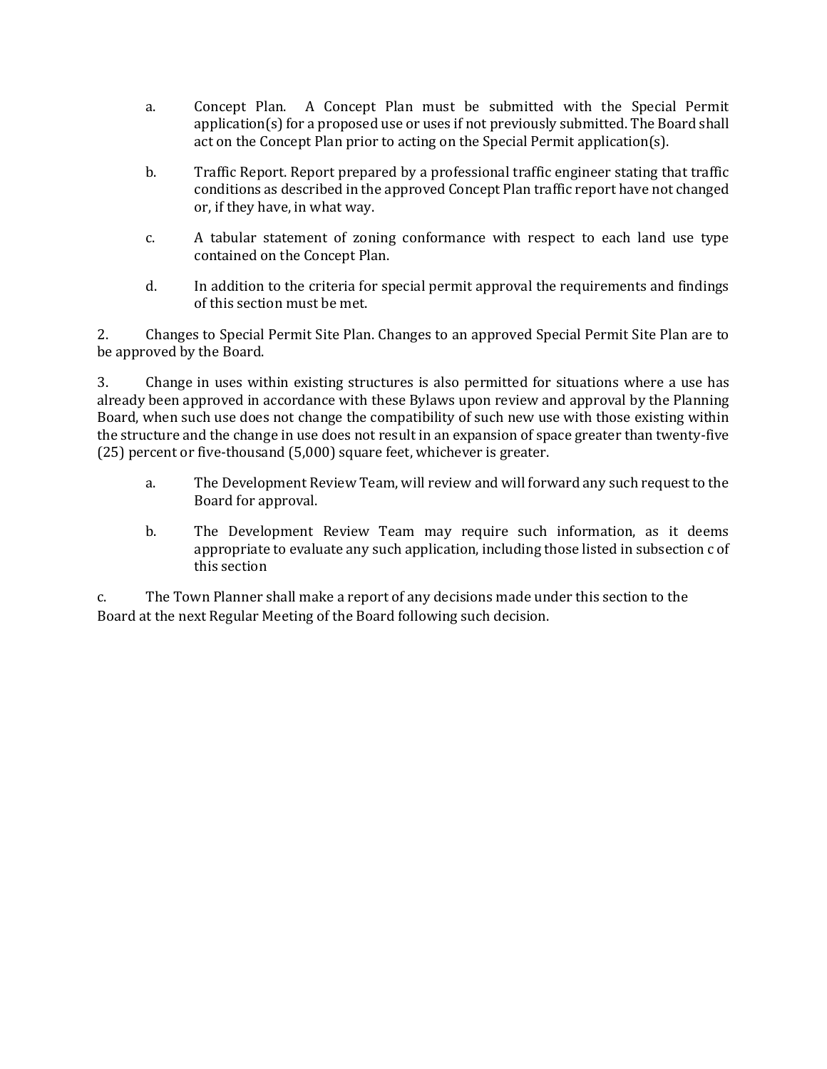a. Concept Plan. A Concept Plan must be submitted with the Special Permit application(s) for a proposed use or uses if not previously submitted. The Board shall act on the Concept Plan prior to acting on the Special Permit application(s).

b. Traffic Report. Report prepared by a professional traffic engineer stating that traffic conditions as described in the approved Concept Plan traffic report have not changed or, if they have, in what way.

c. A tabular statement of zoning conformance with respect to each land use type contained on the Concept Plan.

d. In addition to the criteria for special permit approval the requirements and findings of this section must be met.

2. Changes to Special Permit Site Plan. Changes to an approved Special Permit Site Plan are to be approved by the Board.

3. Change in uses within existing structures is also permitted for situations where a use has already been approved in accordance with these Bylaws upon review and approval by the Planning Board, when such use does not change the compatibility of such new use with those existing within the structure and the change in use does not result in an expansion of space greater than twenty-five (25) percent or five-thousand (5,000) square feet, whichever is greater.

a. The Development Review Team, will review and will forward any such request to the Board for approval.

b. The Development Review Team may require such information, as it deems appropriate to evaluate any such application, including those listed in subsection c of this section

c. The Town Planner shall make a report of any decisions made under this section to the Board at the next Regular Meeting of the Board following such decision.